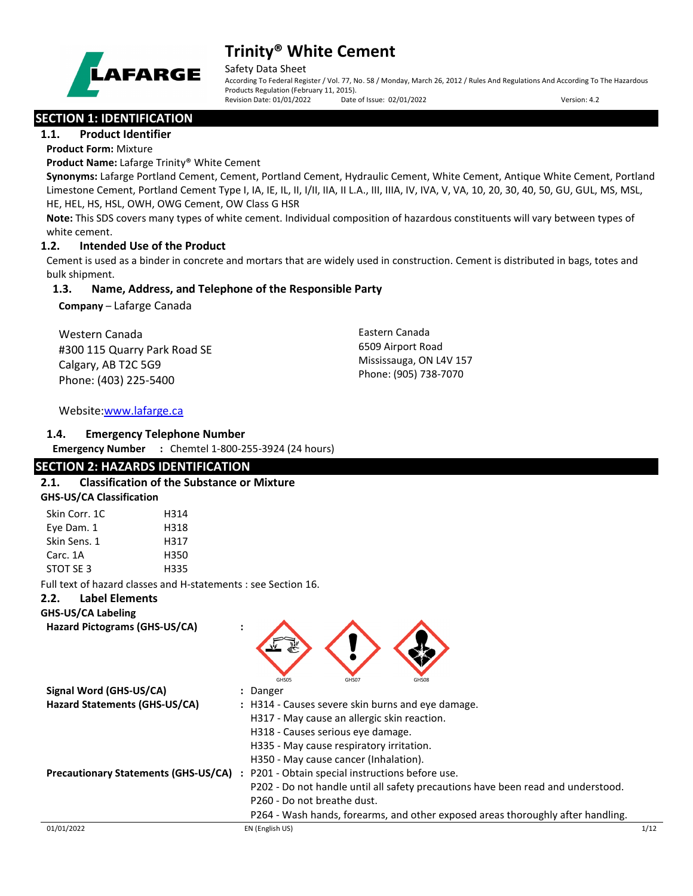# Trinity® White Cement

Safety Data Sheet

According To Federal Register / Vol. 77, No. 58 / Monday, March 26, 2012 / Rules And Regulations And According To The Hazardous Products Regulation (February 11, 2015).

Revision Date: 01/01/2022 Date of Issue: 02/01/2022 Version: 4.2

## SECTION 1: IDENTIFICATION

### 1.1. Product Identifier

**Product Form:** Mixture

**Product Name:** Lafarge Trinity® White Cement

**Synonyms:** Lafarge Portland Cement, Cement, Portland Cement, Hydraulic Cement, White Cement, Antique White Cement, Portland Limestone Cement, Portland Cement Type I, IA, IE, IL, II, I/II, IIA, II L.A., III, IIIA, IV, IVA, V, VA, 10, 20, 30, 40, 50, GU, GUL, MS, MSL, HE, HEL, HS, HSL, OWH, OWG Cement, OW Class G HSR

**Note:** This SDS covers many types of white cement. Individual composition of hazardous constituents will vary between types of white cement.

### 1.2. Intended Use of the Product

Cement is used as a binder in concrete and mortars that are widely used in construction. Cement is distributed in bags, totes and bulk shipment.

### 1.3. Name, Address, and Telephone of the Responsible Party

**Company** – Lafarge Canada

Western Canada
#300 115 Quarry Park Road SE
Calgary, AB T2C 5G9
Phone: (403) 225-5400

Eastern Canada
6509 Airport Road
Mississauga, ON L4V 157
Phone: (905) 738-7070

Website: www.lafarge.ca

### 1.4. Emergency Telephone Number

**Emergency Number** : Chemtel 1-800-255-3924 (24 hours)

## SECTION 2: HAZARDS IDENTIFICATION

### 2.1. Classification of the Substance or Mixture

**GHS-US/CA Classification**

| | |
|---|---|
| Skin Corr. 1C | H314 |
| Eye Dam. 1 | H318 |
| Skin Sens. 1 | H317 |
| Carc. 1A | H350 |
| STOT SE 3 | H335 |

Full text of hazard classes and H-statements : see Section 16.

### 2.2. Label Elements

**GHS-US/CA Labeling**

**Hazard Pictograms (GHS-US/CA)** : GHS05 GHS07 GHS08

**Signal Word (GHS-US/CA)** : Danger

**Hazard Statements (GHS-US/CA)** : H314 - Causes severe skin burns and eye damage.
H317 - May cause an allergic skin reaction.
H318 - Causes serious eye damage.
H335 - May cause respiratory irritation.
H350 - May cause cancer (Inhalation).

**Precautionary Statements (GHS-US/CA)** : P201 - Obtain special instructions before use.
P202 - Do not handle until all safety precautions have been read and understood.
P260 - Do not breathe dust.
P264 - Wash hands, forearms, and other exposed areas thoroughly after handling.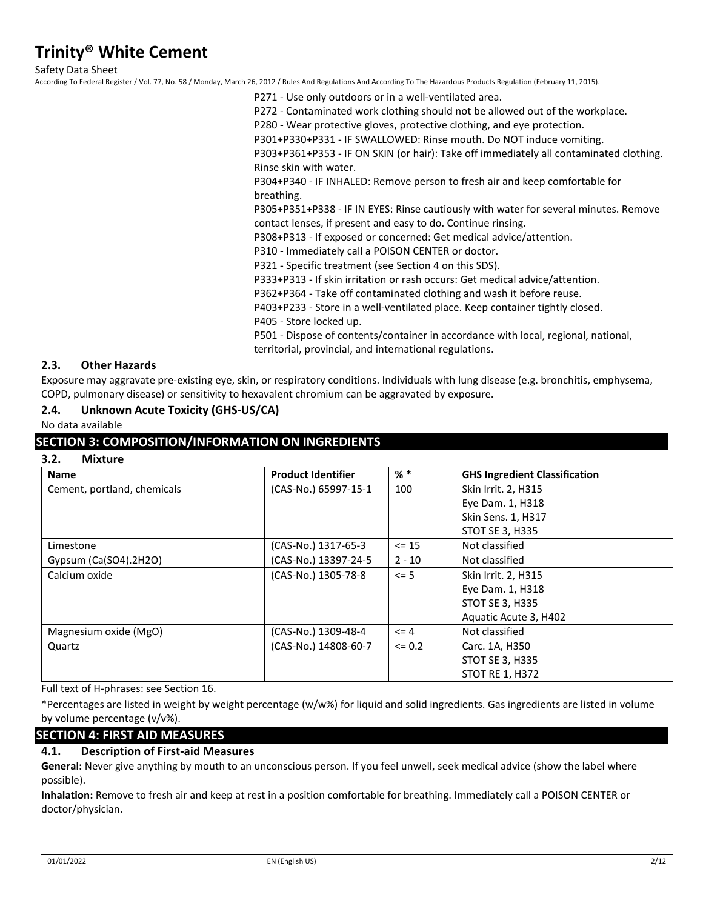P271 - Use only outdoors or in a well-ventilated area.
P272 - Contaminated work clothing should not be allowed out of the workplace.
P280 - Wear protective gloves, protective clothing, and eye protection.
P301+P330+P331 - IF SWALLOWED: Rinse mouth. Do NOT induce vomiting.
P303+P361+P353 - IF ON SKIN (or hair): Take off immediately all contaminated clothing. Rinse skin with water.
P304+P340 - IF INHALED: Remove person to fresh air and keep comfortable for breathing.
P305+P351+P338 - IF IN EYES: Rinse cautiously with water for several minutes. Remove contact lenses, if present and easy to do. Continue rinsing.
P308+P313 - If exposed or concerned: Get medical advice/attention.
P310 - Immediately call a POISON CENTER or doctor.
P321 - Specific treatment (see Section 4 on this SDS).
P333+P313 - If skin irritation or rash occurs: Get medical advice/attention.
P362+P364 - Take off contaminated clothing and wash it before reuse.
P403+P233 - Store in a well-ventilated place. Keep container tightly closed.
P405 - Store locked up.
P501 - Dispose of contents/container in accordance with local, regional, national, territorial, provincial, and international regulations.

### 2.3. Other Hazards

Exposure may aggravate pre-existing eye, skin, or respiratory conditions. Individuals with lung disease (e.g. bronchitis, emphysema, COPD, pulmonary disease) or sensitivity to hexavalent chromium can be aggravated by exposure.

### 2.4. Unknown Acute Toxicity (GHS-US/CA)

No data available

## SECTION 3: COMPOSITION/INFORMATION ON INGREDIENTS

### 3.2. Mixture

| Name | Product Identifier | % * | GHS Ingredient Classification |
|---|---|---|---|
| Cement, portland, chemicals | (CAS-No.) 65997-15-1 | 100 | Skin Irrit. 2, H315<br>Eye Dam. 1, H318<br>Skin Sens. 1, H317<br>STOT SE 3, H335 |
| Limestone | (CAS-No.) 1317-65-3 | <= 15 | Not classified |
| Gypsum (Ca(SO4).2H2O) | (CAS-No.) 13397-24-5 | 2 - 10 | Not classified |
| Calcium oxide | (CAS-No.) 1305-78-8 | <= 5 | Skin Irrit. 2, H315<br>Eye Dam. 1, H318<br>STOT SE 3, H335<br>Aquatic Acute 3, H402 |
| Magnesium oxide (MgO) | (CAS-No.) 1309-48-4 | <= 4 | Not classified |
| Quartz | (CAS-No.) 14808-60-7 | <= 0.2 | Carc. 1A, H350<br>STOT SE 3, H335<br>STOT RE 1, H372 |

Full text of H-phrases: see Section 16.

*Percentages are listed in weight by weight percentage (w/w%) for liquid and solid ingredients. Gas ingredients are listed in volume by volume percentage (v/v%).

## SECTION 4: FIRST AID MEASURES

### 4.1. Description of First-aid Measures

**General:** Never give anything by mouth to an unconscious person. If you feel unwell, seek medical advice (show the label where possible).

**Inhalation:** Remove to fresh air and keep at rest in a position comfortable for breathing. Immediately call a POISON CENTER or doctor/physician.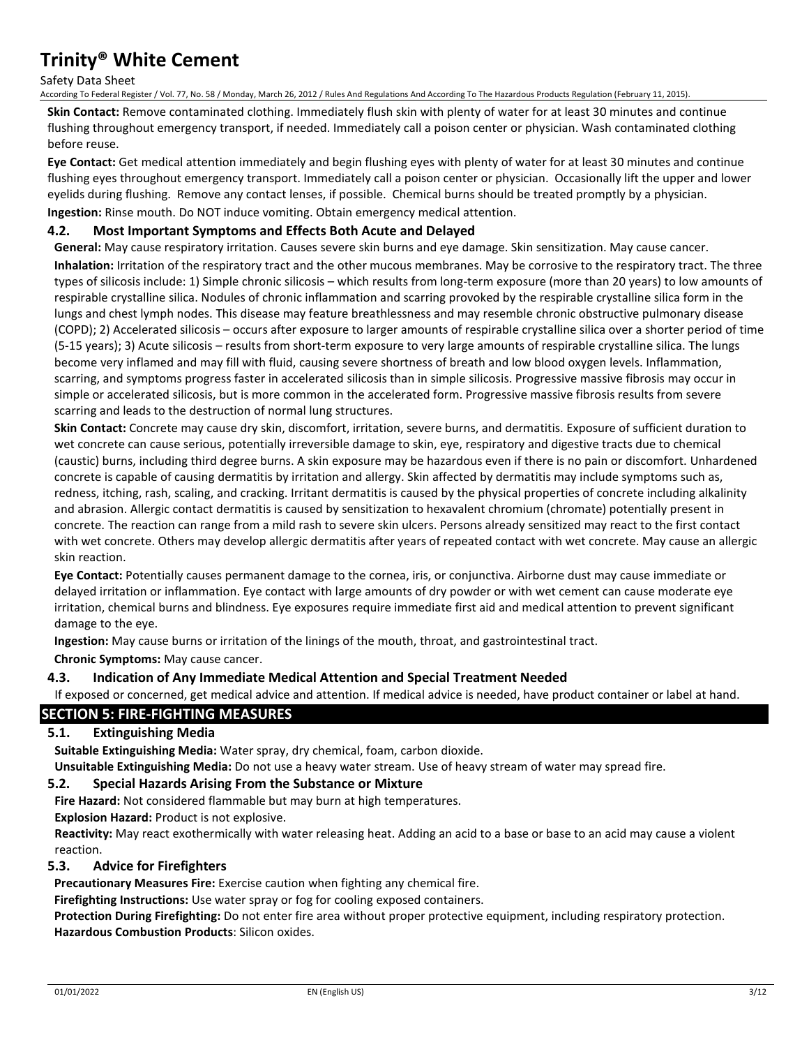**Skin Contact:** Remove contaminated clothing. Immediately flush skin with plenty of water for at least 30 minutes and continue flushing throughout emergency transport, if needed. Immediately call a poison center or physician. Wash contaminated clothing before reuse.

**Eye Contact:** Get medical attention immediately and begin flushing eyes with plenty of water for at least 30 minutes and continue flushing eyes throughout emergency transport. Immediately call a poison center or physician. Occasionally lift the upper and lower eyelids during flushing. Remove any contact lenses, if possible. Chemical burns should be treated promptly by a physician.

**Ingestion:** Rinse mouth. Do NOT induce vomiting. Obtain emergency medical attention.

### 4.2. Most Important Symptoms and Effects Both Acute and Delayed

**General:** May cause respiratory irritation. Causes severe skin burns and eye damage. Skin sensitization. May cause cancer.

**Inhalation:** Irritation of the respiratory tract and the other mucous membranes. May be corrosive to the respiratory tract. The three types of silicosis include: 1) Simple chronic silicosis – which results from long-term exposure (more than 20 years) to low amounts of respirable crystalline silica. Nodules of chronic inflammation and scarring provoked by the respirable crystalline silica form in the lungs and chest lymph nodes. This disease may feature breathlessness and may resemble chronic obstructive pulmonary disease (COPD); 2) Accelerated silicosis – occurs after exposure to larger amounts of respirable crystalline silica over a shorter period of time (5-15 years); 3) Acute silicosis – results from short-term exposure to very large amounts of respirable crystalline silica. The lungs become very inflamed and may fill with fluid, causing severe shortness of breath and low blood oxygen levels. Inflammation, scarring, and symptoms progress faster in accelerated silicosis than in simple silicosis. Progressive massive fibrosis may occur in simple or accelerated silicosis, but is more common in the accelerated form. Progressive massive fibrosis results from severe scarring and leads to the destruction of normal lung structures.

**Skin Contact:** Concrete may cause dry skin, discomfort, irritation, severe burns, and dermatitis. Exposure of sufficient duration to wet concrete can cause serious, potentially irreversible damage to skin, eye, respiratory and digestive tracts due to chemical (caustic) burns, including third degree burns. A skin exposure may be hazardous even if there is no pain or discomfort. Unhardened concrete is capable of causing dermatitis by irritation and allergy. Skin affected by dermatitis may include symptoms such as, redness, itching, rash, scaling, and cracking. Irritant dermatitis is caused by the physical properties of concrete including alkalinity and abrasion. Allergic contact dermatitis is caused by sensitization to hexavalent chromium (chromate) potentially present in concrete. The reaction can range from a mild rash to severe skin ulcers. Persons already sensitized may react to the first contact with wet concrete. Others may develop allergic dermatitis after years of repeated contact with wet concrete. May cause an allergic skin reaction.

**Eye Contact:** Potentially causes permanent damage to the cornea, iris, or conjunctiva. Airborne dust may cause immediate or delayed irritation or inflammation. Eye contact with large amounts of dry powder or with wet cement can cause moderate eye irritation, chemical burns and blindness. Eye exposures require immediate first aid and medical attention to prevent significant damage to the eye.

**Ingestion:** May cause burns or irritation of the linings of the mouth, throat, and gastrointestinal tract.

**Chronic Symptoms:** May cause cancer.

### 4.3. Indication of Any Immediate Medical Attention and Special Treatment Needed

If exposed or concerned, get medical advice and attention. If medical advice is needed, have product container or label at hand.

## SECTION 5: FIRE-FIGHTING MEASURES

### 5.1. Extinguishing Media

**Suitable Extinguishing Media:** Water spray, dry chemical, foam, carbon dioxide.

**Unsuitable Extinguishing Media:** Do not use a heavy water stream. Use of heavy stream of water may spread fire.

### 5.2. Special Hazards Arising From the Substance or Mixture

**Fire Hazard:** Not considered flammable but may burn at high temperatures.

**Explosion Hazard:** Product is not explosive.

**Reactivity:** May react exothermically with water releasing heat. Adding an acid to a base or base to an acid may cause a violent reaction.

### 5.3. Advice for Firefighters

**Precautionary Measures Fire:** Exercise caution when fighting any chemical fire.

**Firefighting Instructions:** Use water spray or fog for cooling exposed containers.

**Protection During Firefighting:** Do not enter fire area without proper protective equipment, including respiratory protection.

**Hazardous Combustion Products**: Silicon oxides.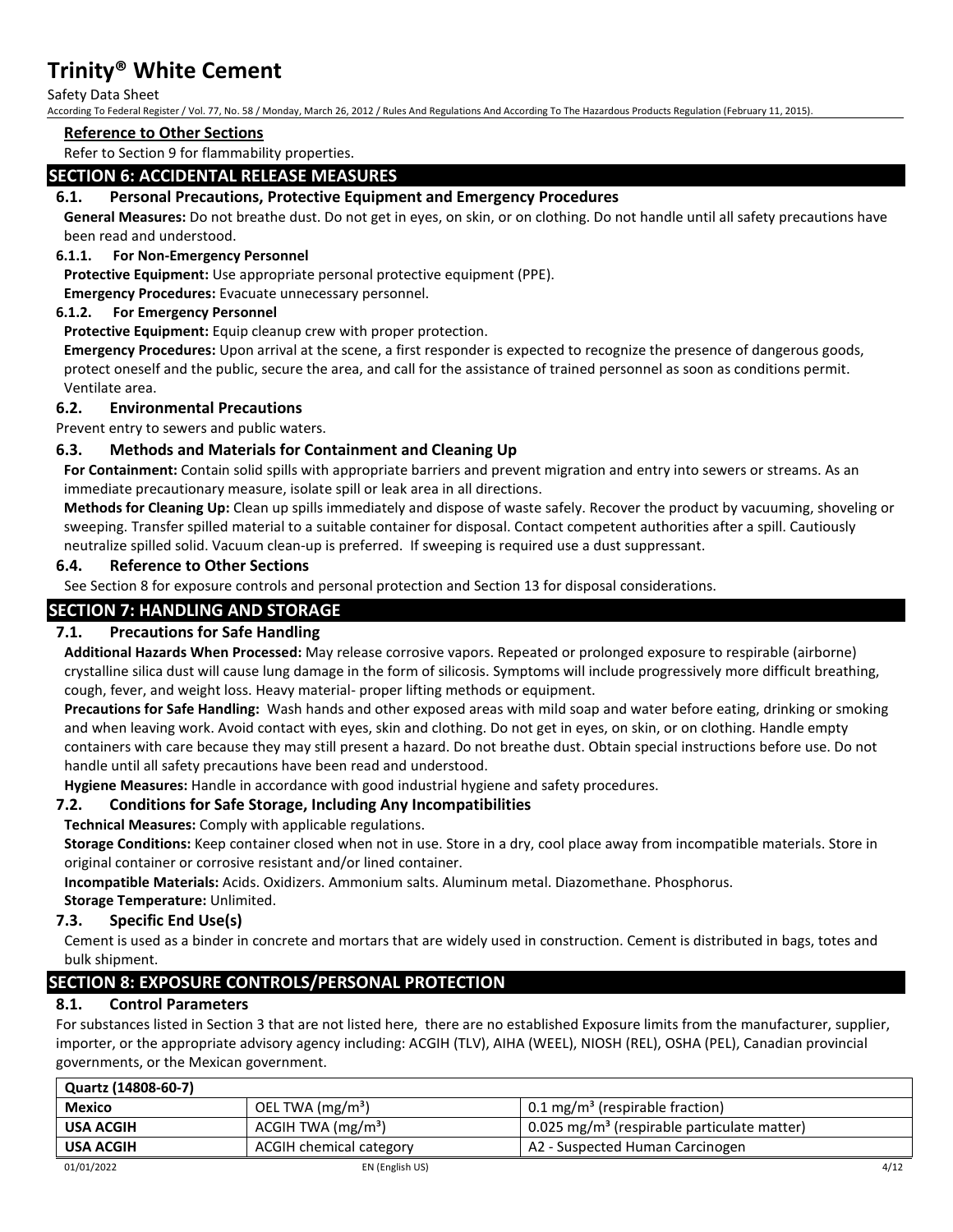#### Reference to Other Sections

Refer to Section 9 for flammability properties.

## SECTION 6: ACCIDENTAL RELEASE MEASURES

### 6.1. Personal Precautions, Protective Equipment and Emergency Procedures

**General Measures:** Do not breathe dust. Do not get in eyes, on skin, or on clothing. Do not handle until all safety precautions have been read and understood.

#### 6.1.1. For Non-Emergency Personnel

**Protective Equipment:** Use appropriate personal protective equipment (PPE).

**Emergency Procedures:** Evacuate unnecessary personnel.

#### 6.1.2. For Emergency Personnel

**Protective Equipment:** Equip cleanup crew with proper protection.

**Emergency Procedures:** Upon arrival at the scene, a first responder is expected to recognize the presence of dangerous goods, protect oneself and the public, secure the area, and call for the assistance of trained personnel as soon as conditions permit. Ventilate area.

### 6.2. Environmental Precautions

Prevent entry to sewers and public waters.

### 6.3. Methods and Materials for Containment and Cleaning Up

**For Containment:** Contain solid spills with appropriate barriers and prevent migration and entry into sewers or streams. As an immediate precautionary measure, isolate spill or leak area in all directions.

**Methods for Cleaning Up:** Clean up spills immediately and dispose of waste safely. Recover the product by vacuuming, shoveling or sweeping. Transfer spilled material to a suitable container for disposal. Contact competent authorities after a spill. Cautiously neutralize spilled solid. Vacuum clean-up is preferred. If sweeping is required use a dust suppressant.

### 6.4. Reference to Other Sections

See Section 8 for exposure controls and personal protection and Section 13 for disposal considerations.

## SECTION 7: HANDLING AND STORAGE

### 7.1. Precautions for Safe Handling

**Additional Hazards When Processed:** May release corrosive vapors. Repeated or prolonged exposure to respirable (airborne) crystalline silica dust will cause lung damage in the form of silicosis. Symptoms will include progressively more difficult breathing, cough, fever, and weight loss. Heavy material- proper lifting methods or equipment.

**Precautions for Safe Handling:** Wash hands and other exposed areas with mild soap and water before eating, drinking or smoking and when leaving work. Avoid contact with eyes, skin and clothing. Do not get in eyes, on skin, or on clothing. Handle empty containers with care because they may still present a hazard. Do not breathe dust. Obtain special instructions before use. Do not handle until all safety precautions have been read and understood.

**Hygiene Measures:** Handle in accordance with good industrial hygiene and safety procedures.

### 7.2. Conditions for Safe Storage, Including Any Incompatibilities

**Technical Measures:** Comply with applicable regulations.

**Storage Conditions:** Keep container closed when not in use. Store in a dry, cool place away from incompatible materials. Store in original container or corrosive resistant and/or lined container.

**Incompatible Materials:** Acids. Oxidizers. Ammonium salts. Aluminum metal. Diazomethane. Phosphorus.

**Storage Temperature:** Unlimited.

### 7.3. Specific End Use(s)

Cement is used as a binder in concrete and mortars that are widely used in construction. Cement is distributed in bags, totes and bulk shipment.

## SECTION 8: EXPOSURE CONTROLS/PERSONAL PROTECTION

### 8.1. Control Parameters

For substances listed in Section 3 that are not listed here, there are no established Exposure limits from the manufacturer, supplier, importer, or the appropriate advisory agency including: ACGIH (TLV), AIHA (WEEL), NIOSH (REL), OSHA (PEL), Canadian provincial governments, or the Mexican government.

| Quartz (14808-60-7) | | |
|---|---|---|
| **Mexico** | OEL TWA ($mg/m^3$) | 0.1 $mg/m^3$ (respirable fraction) |
| **USA ACGIH** | ACGIH TWA ($mg/m^3$) | 0.025 $mg/m^3$ (respirable particulate matter) |
| **USA ACGIH** | ACGIH chemical category | A2 - Suspected Human Carcinogen |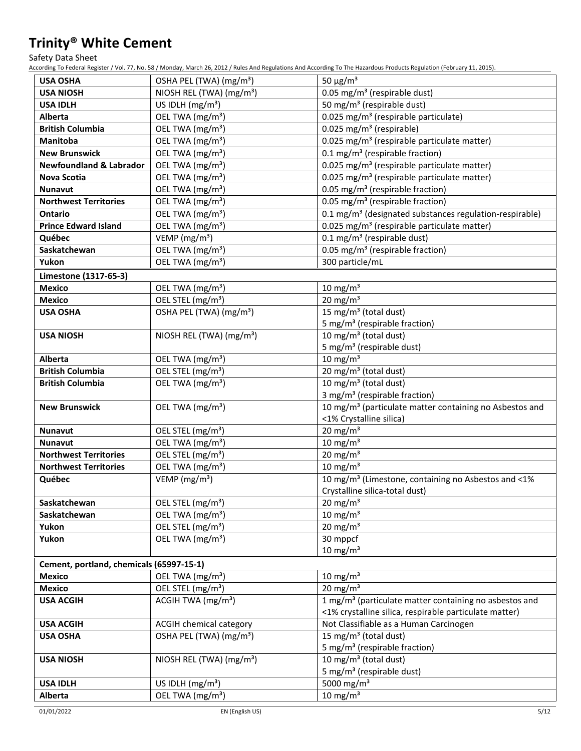| | | |
|---|---|---|
| **USA OSHA** | OSHA PEL (TWA) ($mg/m^3$) | 50 µg/m³ |
| **USA NIOSH** | NIOSH REL (TWA) ($mg/m^3$) | 0.05 mg/m³ (respirable dust) |
| **USA IDLH** | US IDLH ($mg/m^3$) | 50 mg/m³ (respirable dust) |
| **Alberta** | OEL TWA ($mg/m^3$) | 0.025 mg/m³ (respirable particulate) |
| **British Columbia** | OEL TWA ($mg/m^3$) | 0.025 mg/m³ (respirable) |
| **Manitoba** | OEL TWA ($mg/m^3$) | 0.025 mg/m³ (respirable particulate matter) |
| **New Brunswick** | OEL TWA ($mg/m^3$) | 0.1 mg/m³ (respirable fraction) |
| **Newfoundland & Labrador** | OEL TWA ($mg/m^3$) | 0.025 mg/m³ (respirable particulate matter) |
| **Nova Scotia** | OEL TWA ($mg/m^3$) | 0.025 mg/m³ (respirable particulate matter) |
| **Nunavut** | OEL TWA ($mg/m^3$) | 0.05 mg/m³ (respirable fraction) |
| **Northwest Territories** | OEL TWA ($mg/m^3$) | 0.05 mg/m³ (respirable fraction) |
| **Ontario** | OEL TWA ($mg/m^3$) | 0.1 mg/m³ (designated substances regulation-respirable) |
| **Prince Edward Island** | OEL TWA ($mg/m^3$) | 0.025 mg/m³ (respirable particulate matter) |
| **Québec** | VEMP ($mg/m^3$) | 0.1 mg/m³ (respirable dust) |
| **Saskatchewan** | OEL TWA ($mg/m^3$) | 0.05 mg/m³ (respirable fraction) |
| **Yukon** | OEL TWA ($mg/m^3$) | 300 particle/mL |
| **Limestone (1317-65-3)** | | |
| **Mexico** | OEL TWA ($mg/m^3$) | 10 mg/m³ |
| **Mexico** | OEL STEL ($mg/m^3$) | 20 mg/m³ |
| **USA OSHA** | OSHA PEL (TWA) ($mg/m^3$) | 15 mg/m³ (total dust)<br>5 mg/m³ (respirable fraction) |
| **USA NIOSH** | NIOSH REL (TWA) ($mg/m^3$) | 10 mg/m³ (total dust)<br>5 mg/m³ (respirable dust) |
| **Alberta** | OEL TWA ($mg/m^3$) | 10 mg/m³ |
| **British Columbia** | OEL STEL ($mg/m^3$) | 20 mg/m³ (total dust) |
| **British Columbia** | OEL TWA ($mg/m^3$) | 10 mg/m³ (total dust)<br>3 mg/m³ (respirable fraction) |
| **New Brunswick** | OEL TWA ($mg/m^3$) | 10 mg/m³ (particulate matter containing no Asbestos and <1% Crystalline silica) |
| **Nunavut** | OEL STEL ($mg/m^3$) | 20 mg/m³ |
| **Nunavut** | OEL TWA ($mg/m^3$) | 10 mg/m³ |
| **Northwest Territories** | OEL STEL ($mg/m^3$) | 20 mg/m³ |
| **Northwest Territories** | OEL TWA ($mg/m^3$) | 10 mg/m³ |
| **Québec** | VEMP ($mg/m^3$) | 10 mg/m³ (Limestone, containing no Asbestos and <1% Crystalline silica-total dust) |
| **Saskatchewan** | OEL STEL ($mg/m^3$) | 20 mg/m³ |
| **Saskatchewan** | OEL TWA ($mg/m^3$) | 10 mg/m³ |
| **Yukon** | OEL STEL ($mg/m^3$) | 20 mg/m³ |
| **Yukon** | OEL TWA ($mg/m^3$) | 30 mppcf<br>10 mg/m³ |
| **Cement, portland, chemicals (65997-15-1)** | | |
| **Mexico** | OEL TWA ($mg/m^3$) | 10 mg/m³ |
| **Mexico** | OEL STEL ($mg/m^3$) | 20 mg/m³ |
| **USA ACGIH** | ACGIH TWA ($mg/m^3$) | 1 mg/m³ (particulate matter containing no asbestos and <1% crystalline silica, respirable particulate matter) |
| **USA ACGIH** | ACGIH chemical category | Not Classifiable as a Human Carcinogen |
| **USA OSHA** | OSHA PEL (TWA) ($mg/m^3$) | 15 mg/m³ (total dust)<br>5 mg/m³ (respirable fraction) |
| **USA NIOSH** | NIOSH REL (TWA) ($mg/m^3$) | 10 mg/m³ (total dust)<br>5 mg/m³ (respirable dust) |
| **USA IDLH** | US IDLH ($mg/m^3$) | 5000 mg/m³ |
| **Alberta** | OEL TWA ($mg/m^3$) | 10 mg/m³ |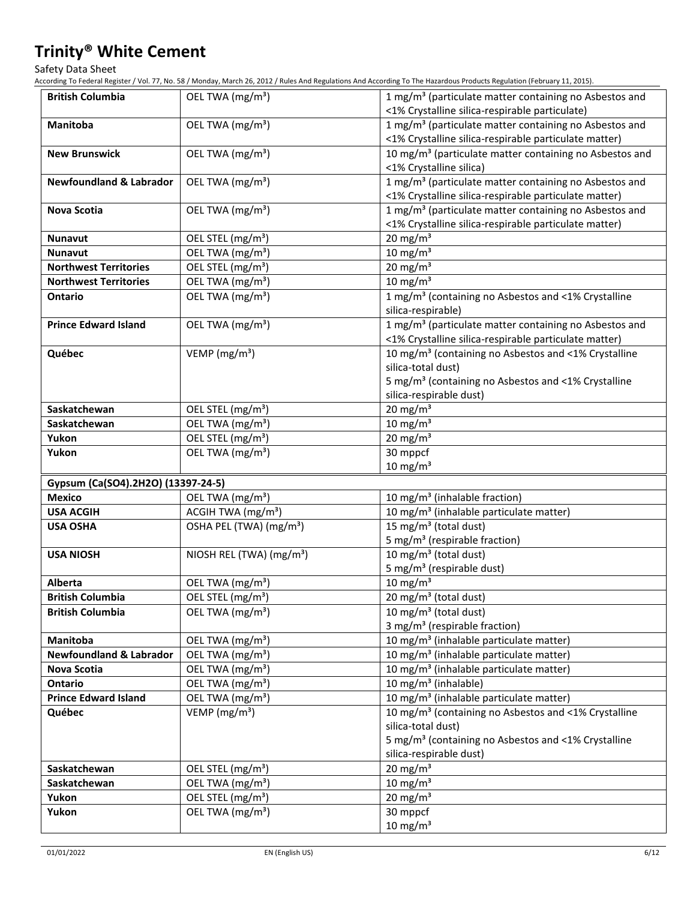| | | |
|---|---|---|
| **British Columbia** | OEL TWA (mg/m³) | 1 mg/m³ (particulate matter containing no Asbestos and <1% Crystalline silica-respirable particulate) |
| **Manitoba** | OEL TWA (mg/m³) | 1 mg/m³ (particulate matter containing no Asbestos and <1% Crystalline silica-respirable particulate matter) |
| **New Brunswick** | OEL TWA (mg/m³) | 10 mg/m³ (particulate matter containing no Asbestos and <1% Crystalline silica) |
| **Newfoundland & Labrador** | OEL TWA (mg/m³) | 1 mg/m³ (particulate matter containing no Asbestos and <1% Crystalline silica-respirable particulate matter) |
| **Nova Scotia** | OEL TWA (mg/m³) | 1 mg/m³ (particulate matter containing no Asbestos and <1% Crystalline silica-respirable particulate matter) |
| **Nunavut** | OEL STEL (mg/m³) | 20 mg/m³ |
| **Nunavut** | OEL TWA (mg/m³) | 10 mg/m³ |
| **Northwest Territories** | OEL STEL (mg/m³) | 20 mg/m³ |
| **Northwest Territories** | OEL TWA (mg/m³) | 10 mg/m³ |
| **Ontario** | OEL TWA (mg/m³) | 1 mg/m³ (containing no Asbestos and <1% Crystalline silica-respirable) |
| **Prince Edward Island** | OEL TWA (mg/m³) | 1 mg/m³ (particulate matter containing no Asbestos and <1% Crystalline silica-respirable particulate matter) |
| **Québec** | VEMP (mg/m³) | 10 mg/m³ (containing no Asbestos and <1% Crystalline silica-total dust)<br>5 mg/m³ (containing no Asbestos and <1% Crystalline silica-respirable dust) |
| **Saskatchewan** | OEL STEL (mg/m³) | 20 mg/m³ |
| **Saskatchewan** | OEL TWA (mg/m³) | 10 mg/m³ |
| **Yukon** | OEL STEL (mg/m³) | 20 mg/m³ |
| **Yukon** | OEL TWA (mg/m³) | 30 mppcf<br>10 mg/m³ |
| **Gypsum (Ca(SO4).2H2O) (13397-24-5)** | | |
| **Mexico** | OEL TWA (mg/m³) | 10 mg/m³ (inhalable fraction) |
| **USA ACGIH** | ACGIH TWA (mg/m³) | 10 mg/m³ (inhalable particulate matter) |
| **USA OSHA** | OSHA PEL (TWA) (mg/m³) | 15 mg/m³ (total dust)<br>5 mg/m³ (respirable fraction) |
| **USA NIOSH** | NIOSH REL (TWA) (mg/m³) | 10 mg/m³ (total dust)<br>5 mg/m³ (respirable dust) |
| **Alberta** | OEL TWA (mg/m³) | 10 mg/m³ |
| **British Columbia** | OEL STEL (mg/m³) | 20 mg/m³ (total dust) |
| **British Columbia** | OEL TWA (mg/m³) | 10 mg/m³ (total dust)<br>3 mg/m³ (respirable fraction) |
| **Manitoba** | OEL TWA (mg/m³) | 10 mg/m³ (inhalable particulate matter) |
| **Newfoundland & Labrador** | OEL TWA (mg/m³) | 10 mg/m³ (inhalable particulate matter) |
| **Nova Scotia** | OEL TWA (mg/m³) | 10 mg/m³ (inhalable particulate matter) |
| **Ontario** | OEL TWA (mg/m³) | 10 mg/m³ (inhalable) |
| **Prince Edward Island** | OEL TWA (mg/m³) | 10 mg/m³ (inhalable particulate matter) |
| **Québec** | VEMP (mg/m³) | 10 mg/m³ (containing no Asbestos and <1% Crystalline silica-total dust)<br>5 mg/m³ (containing no Asbestos and <1% Crystalline silica-respirable dust) |
| **Saskatchewan** | OEL STEL (mg/m³) | 20 mg/m³ |
| **Saskatchewan** | OEL TWA (mg/m³) | 10 mg/m³ |
| **Yukon** | OEL STEL (mg/m³) | 20 mg/m³ |
| **Yukon** | OEL TWA (mg/m³) | 30 mppcf<br>10 mg/m³ |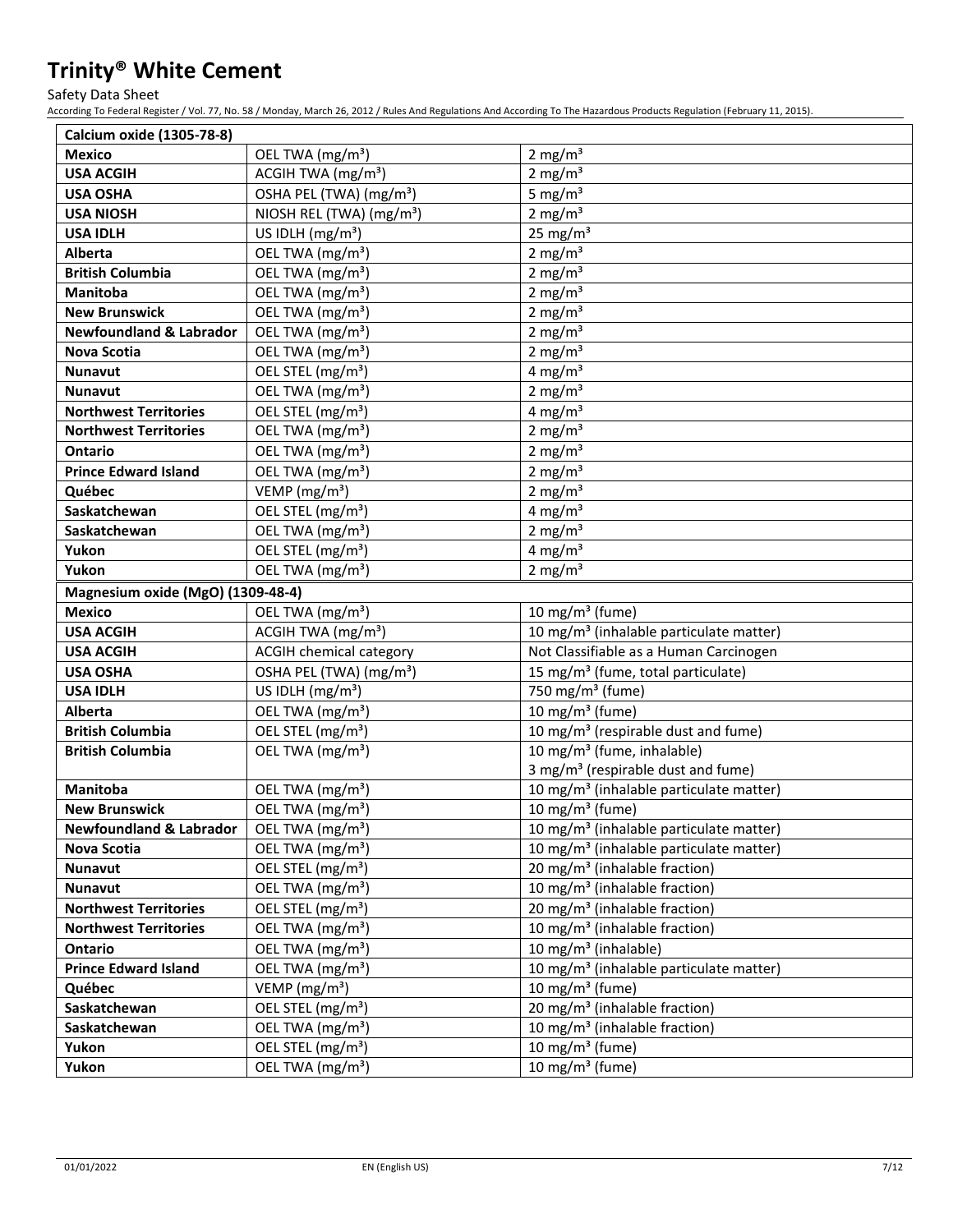| Calcium oxide (1305-78-8) | | |
|---|---|---|
| **Mexico** | OEL TWA (mg/m³) | 2 mg/m³ |
| **USA ACGIH** | ACGIH TWA (mg/m³) | 2 mg/m³ |
| **USA OSHA** | OSHA PEL (TWA) (mg/m³) | 5 mg/m³ |
| **USA NIOSH** | NIOSH REL (TWA) (mg/m³) | 2 mg/m³ |
| **USA IDLH** | US IDLH (mg/m³) | 25 mg/m³ |
| **Alberta** | OEL TWA (mg/m³) | 2 mg/m³ |
| **British Columbia** | OEL TWA (mg/m³) | 2 mg/m³ |
| **Manitoba** | OEL TWA (mg/m³) | 2 mg/m³ |
| **New Brunswick** | OEL TWA (mg/m³) | 2 mg/m³ |
| **Newfoundland & Labrador** | OEL TWA (mg/m³) | 2 mg/m³ |
| **Nova Scotia** | OEL TWA (mg/m³) | 2 mg/m³ |
| **Nunavut** | OEL STEL (mg/m³) | 4 mg/m³ |
| **Nunavut** | OEL TWA (mg/m³) | 2 mg/m³ |
| **Northwest Territories** | OEL STEL (mg/m³) | 4 mg/m³ |
| **Northwest Territories** | OEL TWA (mg/m³) | 2 mg/m³ |
| **Ontario** | OEL TWA (mg/m³) | 2 mg/m³ |
| **Prince Edward Island** | OEL TWA (mg/m³) | 2 mg/m³ |
| **Québec** | VEMP (mg/m³) | 2 mg/m³ |
| **Saskatchewan** | OEL STEL (mg/m³) | 4 mg/m³ |
| **Saskatchewan** | OEL TWA (mg/m³) | 2 mg/m³ |
| **Yukon** | OEL STEL (mg/m³) | 4 mg/m³ |
| **Yukon** | OEL TWA (mg/m³) | 2 mg/m³ |
| **Magnesium oxide (MgO) (1309-48-4)** | | |
| **Mexico** | OEL TWA (mg/m³) | 10 mg/m³ (fume) |
| **USA ACGIH** | ACGIH TWA (mg/m³) | 10 mg/m³ (inhalable particulate matter) |
| **USA ACGIH** | ACGIH chemical category | Not Classifiable as a Human Carcinogen |
| **USA OSHA** | OSHA PEL (TWA) (mg/m³) | 15 mg/m³ (fume, total particulate) |
| **USA IDLH** | US IDLH (mg/m³) | 750 mg/m³ (fume) |
| **Alberta** | OEL TWA (mg/m³) | 10 mg/m³ (fume) |
| **British Columbia** | OEL STEL (mg/m³) | 10 mg/m³ (respirable dust and fume) |
| **British Columbia** | OEL TWA (mg/m³) | 10 mg/m³ (fume, inhalable)<br>3 mg/m³ (respirable dust and fume) |
| **Manitoba** | OEL TWA (mg/m³) | 10 mg/m³ (inhalable particulate matter) |
| **New Brunswick** | OEL TWA (mg/m³) | 10 mg/m³ (fume) |
| **Newfoundland & Labrador** | OEL TWA (mg/m³) | 10 mg/m³ (inhalable particulate matter) |
| **Nova Scotia** | OEL TWA (mg/m³) | 10 mg/m³ (inhalable particulate matter) |
| **Nunavut** | OEL STEL (mg/m³) | 20 mg/m³ (inhalable fraction) |
| **Nunavut** | OEL TWA (mg/m³) | 10 mg/m³ (inhalable fraction) |
| **Northwest Territories** | OEL STEL (mg/m³) | 20 mg/m³ (inhalable fraction) |
| **Northwest Territories** | OEL TWA (mg/m³) | 10 mg/m³ (inhalable fraction) |
| **Ontario** | OEL TWA (mg/m³) | 10 mg/m³ (inhalable) |
| **Prince Edward Island** | OEL TWA (mg/m³) | 10 mg/m³ (inhalable particulate matter) |
| **Québec** | VEMP (mg/m³) | 10 mg/m³ (fume) |
| **Saskatchewan** | OEL STEL (mg/m³) | 20 mg/m³ (inhalable fraction) |
| **Saskatchewan** | OEL TWA (mg/m³) | 10 mg/m³ (inhalable fraction) |
| **Yukon** | OEL STEL (mg/m³) | 10 mg/m³ (fume) |
| **Yukon** | OEL TWA (mg/m³) | 10 mg/m³ (fume) |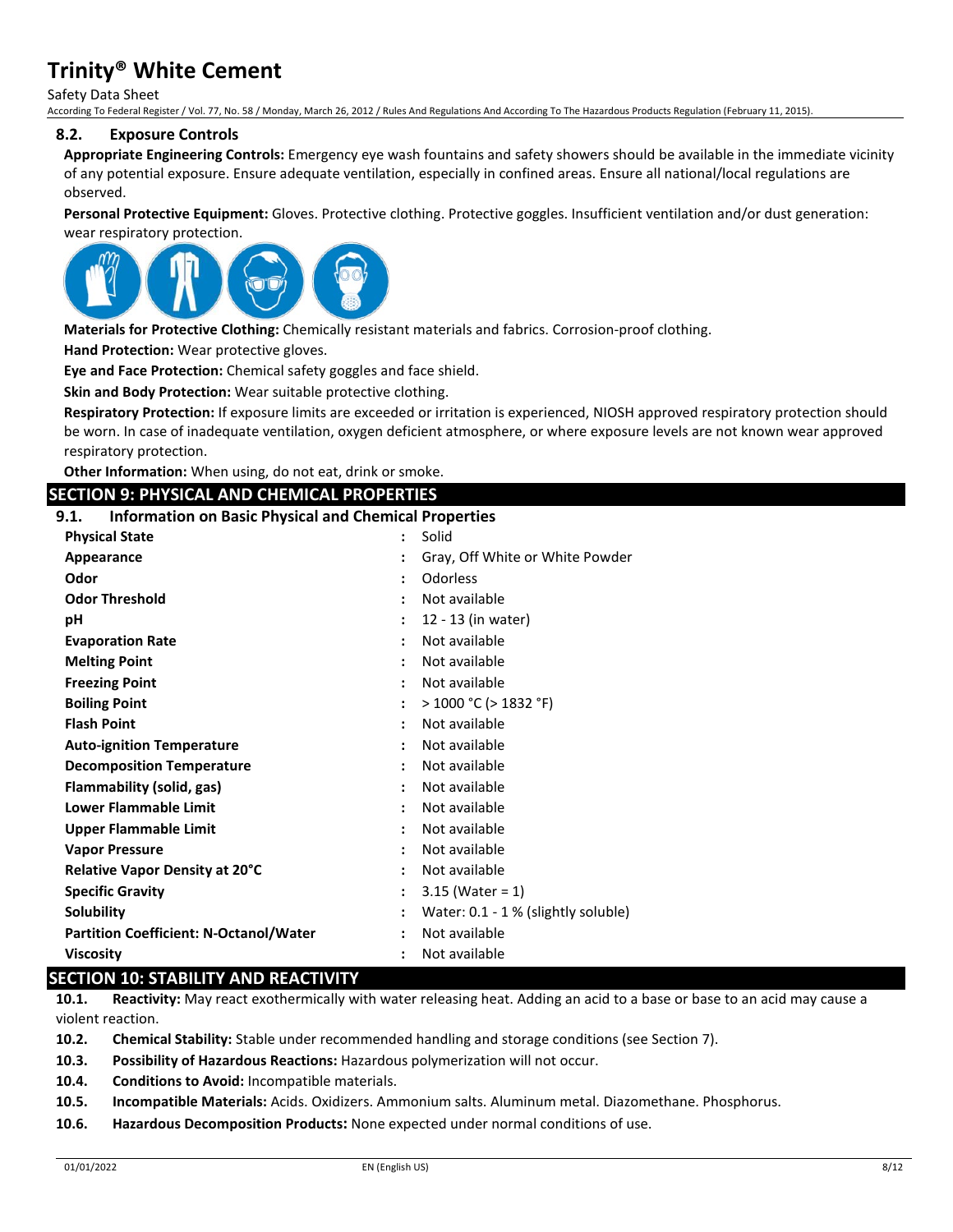### 8.2. Exposure Controls

**Appropriate Engineering Controls:** Emergency eye wash fountains and safety showers should be available in the immediate vicinity of any potential exposure. Ensure adequate ventilation, especially in confined areas. Ensure all national/local regulations are observed.

**Personal Protective Equipment:** Gloves. Protective clothing. Protective goggles. Insufficient ventilation and/or dust generation: wear respiratory protection.

**Materials for Protective Clothing:** Chemically resistant materials and fabrics. Corrosion-proof clothing.

**Hand Protection:** Wear protective gloves.

**Eye and Face Protection:** Chemical safety goggles and face shield.

**Skin and Body Protection:** Wear suitable protective clothing.

**Respiratory Protection:** If exposure limits are exceeded or irritation is experienced, NIOSH approved respiratory protection should be worn. In case of inadequate ventilation, oxygen deficient atmosphere, or where exposure levels are not known wear approved respiratory protection.

**Other Information:** When using, do not eat, drink or smoke.

## SECTION 9: PHYSICAL AND CHEMICAL PROPERTIES

### 9.1. Information on Basic Physical and Chemical Properties

| Property | Value |
|---|---|
| **Physical State** | Solid |
| **Appearance** | Gray, Off White or White Powder |
| **Odor** | Odorless |
| **Odor Threshold** | Not available |
| **pH** | 12 - 13 (in water) |
| **Evaporation Rate** | Not available |
| **Melting Point** | Not available |
| **Freezing Point** | Not available |
| **Boiling Point** | > 1000 °C (> 1832 °F) |
| **Flash Point** | Not available |
| **Auto-ignition Temperature** | Not available |
| **Decomposition Temperature** | Not available |
| **Flammability (solid, gas)** | Not available |
| **Lower Flammable Limit** | Not available |
| **Upper Flammable Limit** | Not available |
| **Vapor Pressure** | Not available |
| **Relative Vapor Density at 20°C** | Not available |
| **Specific Gravity** | 3.15 (Water = 1) |
| **Solubility** | Water: 0.1 - 1 % (slightly soluble) |
| **Partition Coefficient: N-Octanol/Water** | Not available |
| **Viscosity** | Not available |

## SECTION 10: STABILITY AND REACTIVITY

**10.1. Reactivity:** May react exothermically with water releasing heat. Adding an acid to a base or base to an acid may cause a violent reaction.

**10.2. Chemical Stability:** Stable under recommended handling and storage conditions (see Section 7).

**10.3. Possibility of Hazardous Reactions:** Hazardous polymerization will not occur.

**10.4. Conditions to Avoid:** Incompatible materials.

**10.5. Incompatible Materials:** Acids. Oxidizers. Ammonium salts. Aluminum metal. Diazomethane. Phosphorus.

**10.6. Hazardous Decomposition Products:** None expected under normal conditions of use.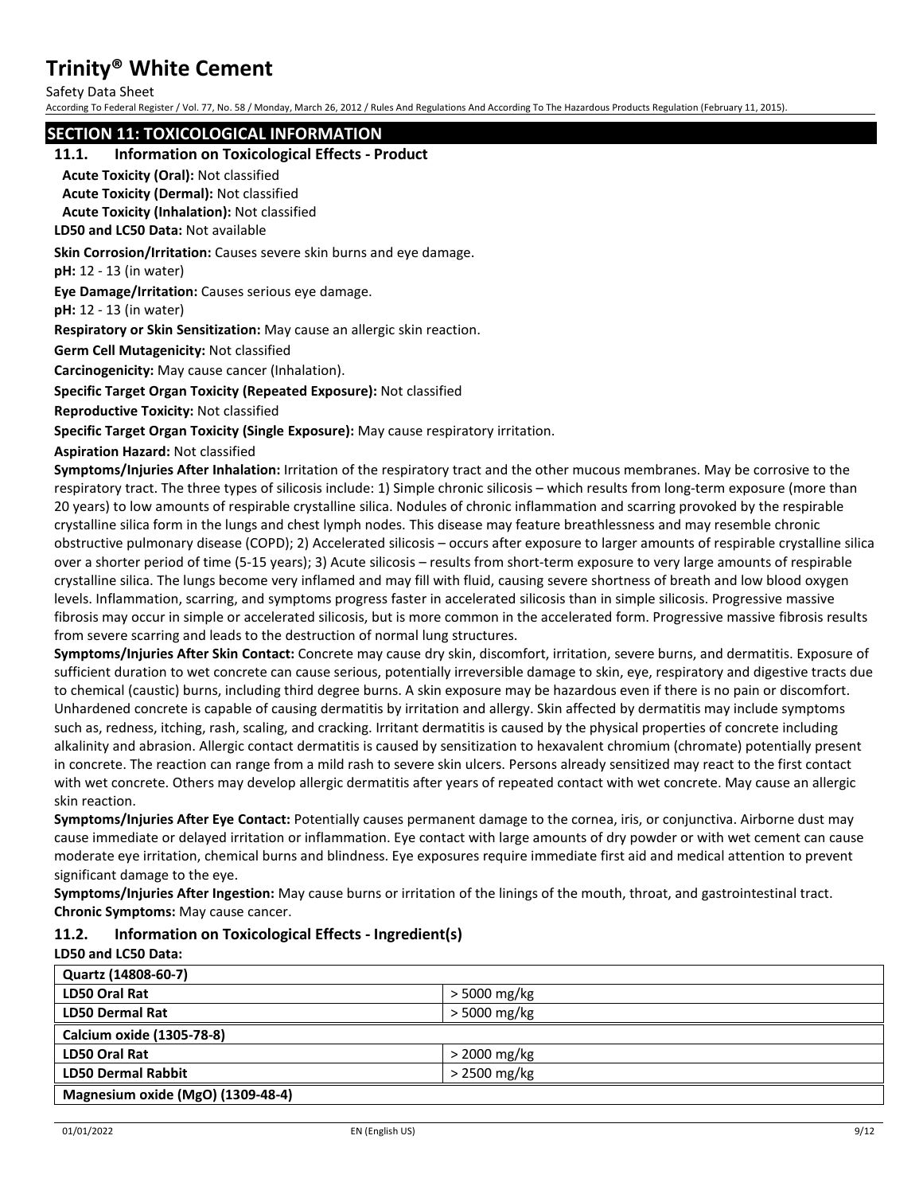## SECTION 11: TOXICOLOGICAL INFORMATION

### 11.1. Information on Toxicological Effects - Product

**Acute Toxicity (Oral):** Not classified

**Acute Toxicity (Dermal):** Not classified

**Acute Toxicity (Inhalation):** Not classified

**LD50 and LC50 Data:** Not available

**Skin Corrosion/Irritation:** Causes severe skin burns and eye damage.

**pH:** 12 - 13 (in water)

**Eye Damage/Irritation:** Causes serious eye damage.

**pH:** 12 - 13 (in water)

**Respiratory or Skin Sensitization:** May cause an allergic skin reaction.

**Germ Cell Mutagenicity:** Not classified

**Carcinogenicity:** May cause cancer (Inhalation).

**Specific Target Organ Toxicity (Repeated Exposure):** Not classified

**Reproductive Toxicity:** Not classified

**Specific Target Organ Toxicity (Single Exposure):** May cause respiratory irritation.

**Aspiration Hazard:** Not classified

**Symptoms/Injuries After Inhalation:** Irritation of the respiratory tract and the other mucous membranes. May be corrosive to the respiratory tract. The three types of silicosis include: 1) Simple chronic silicosis – which results from long-term exposure (more than 20 years) to low amounts of respirable crystalline silica. Nodules of chronic inflammation and scarring provoked by the respirable crystalline silica form in the lungs and chest lymph nodes. This disease may feature breathlessness and may resemble chronic obstructive pulmonary disease (COPD); 2) Accelerated silicosis – occurs after exposure to larger amounts of respirable crystalline silica over a shorter period of time (5-15 years); 3) Acute silicosis – results from short-term exposure to very large amounts of respirable crystalline silica. The lungs become very inflamed and may fill with fluid, causing severe shortness of breath and low blood oxygen levels. Inflammation, scarring, and symptoms progress faster in accelerated silicosis than in simple silicosis. Progressive massive fibrosis may occur in simple or accelerated silicosis, but is more common in the accelerated form. Progressive massive fibrosis results from severe scarring and leads to the destruction of normal lung structures.

**Symptoms/Injuries After Skin Contact:** Concrete may cause dry skin, discomfort, irritation, severe burns, and dermatitis. Exposure of sufficient duration to wet concrete can cause serious, potentially irreversible damage to skin, eye, respiratory and digestive tracts due to chemical (caustic) burns, including third degree burns. A skin exposure may be hazardous even if there is no pain or discomfort. Unhardened concrete is capable of causing dermatitis by irritation and allergy. Skin affected by dermatitis may include symptoms such as, redness, itching, rash, scaling, and cracking. Irritant dermatitis is caused by the physical properties of concrete including alkalinity and abrasion. Allergic contact dermatitis is caused by sensitization to hexavalent chromium (chromate) potentially present in concrete. The reaction can range from a mild rash to severe skin ulcers. Persons already sensitized may react to the first contact with wet concrete. Others may develop allergic dermatitis after years of repeated contact with wet concrete. May cause an allergic skin reaction.

**Symptoms/Injuries After Eye Contact:** Potentially causes permanent damage to the cornea, iris, or conjunctiva. Airborne dust may cause immediate or delayed irritation or inflammation. Eye contact with large amounts of dry powder or with wet cement can cause moderate eye irritation, chemical burns and blindness. Eye exposures require immediate first aid and medical attention to prevent significant damage to the eye.

**Symptoms/Injuries After Ingestion:** May cause burns or irritation of the linings of the mouth, throat, and gastrointestinal tract.

**Chronic Symptoms:** May cause cancer.

### 11.2. Information on Toxicological Effects - Ingredient(s)

**LD50 and LC50 Data:**

| Quartz (14808-60-7) | |
|---|---|
| **LD50 Oral Rat** | > 5000 mg/kg |
| **LD50 Dermal Rat** | > 5000 mg/kg |
| **Calcium oxide (1305-78-8)** | |
| **LD50 Oral Rat** | > 2000 mg/kg |
| **LD50 Dermal Rabbit** | > 2500 mg/kg |
| **Magnesium oxide (MgO) (1309-48-4)** | |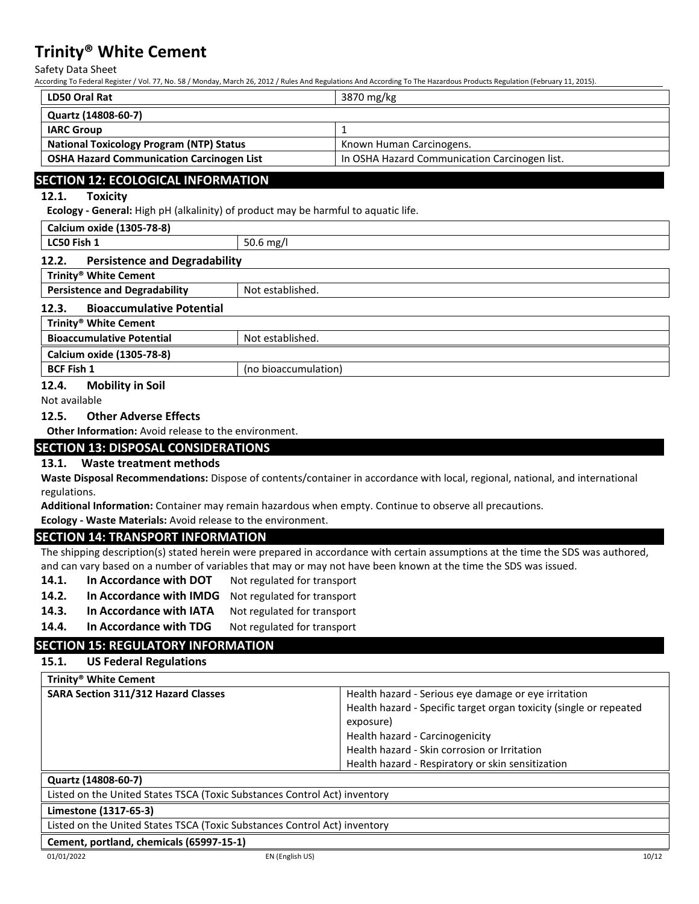| LD50 Oral Rat | 3870 mg/kg |
|---|---|
| **Quartz (14808-60-7)** | |
| **IARC Group** | 1 |
| **National Toxicology Program (NTP) Status** | Known Human Carcinogens. |
| **OSHA Hazard Communication Carcinogen List** | In OSHA Hazard Communication Carcinogen list. |

## SECTION 12: ECOLOGICAL INFORMATION

### 12.1. Toxicity

**Ecology - General:** High pH (alkalinity) of product may be harmful to aquatic life.

| Calcium oxide (1305-78-8) | |
|---|---|
| **LC50 Fish 1** | 50.6 mg/l |

### 12.2. Persistence and Degradability

| Trinity® White Cement | |
|---|---|
| **Persistence and Degradability** | Not established. |

### 12.3. Bioaccumulative Potential

| Trinity® White Cement | |
|---|---|
| **Bioaccumulative Potential** | Not established. |
| **Calcium oxide (1305-78-8)** | |
| **BCF Fish 1** | (no bioaccumulation) |

### 12.4. Mobility in Soil

Not available

### 12.5. Other Adverse Effects

**Other Information:** Avoid release to the environment.

## SECTION 13: DISPOSAL CONSIDERATIONS

### 13.1. Waste treatment methods

**Waste Disposal Recommendations:** Dispose of contents/container in accordance with local, regional, national, and international regulations.

**Additional Information:** Container may remain hazardous when empty. Continue to observe all precautions.

**Ecology - Waste Materials:** Avoid release to the environment.

## SECTION 14: TRANSPORT INFORMATION

The shipping description(s) stated herein were prepared in accordance with certain assumptions at the time the SDS was authored, and can vary based on a number of variables that may or may not have been known at the time the SDS was issued.

**14.1. In Accordance with DOT** Not regulated for transport

**14.2. In Accordance with IMDG** Not regulated for transport

**14.3. In Accordance with IATA** Not regulated for transport

**14.4. In Accordance with TDG** Not regulated for transport

## SECTION 15: REGULATORY INFORMATION

### 15.1. US Federal Regulations

| Trinity® White Cement | |
|---|---|
| **SARA Section 311/312 Hazard Classes** | Health hazard - Serious eye damage or eye irritation<br>Health hazard - Specific target organ toxicity (single or repeated exposure)<br>Health hazard - Carcinogenicity<br>Health hazard - Skin corrosion or Irritation<br>Health hazard - Respiratory or skin sensitization |

| Quartz (14808-60-7) |
|---|
| Listed on the United States TSCA (Toxic Substances Control Act) inventory |
| **Limestone (1317-65-3)** |
| Listed on the United States TSCA (Toxic Substances Control Act) inventory |
| **Cement, portland, chemicals (65997-15-1)** |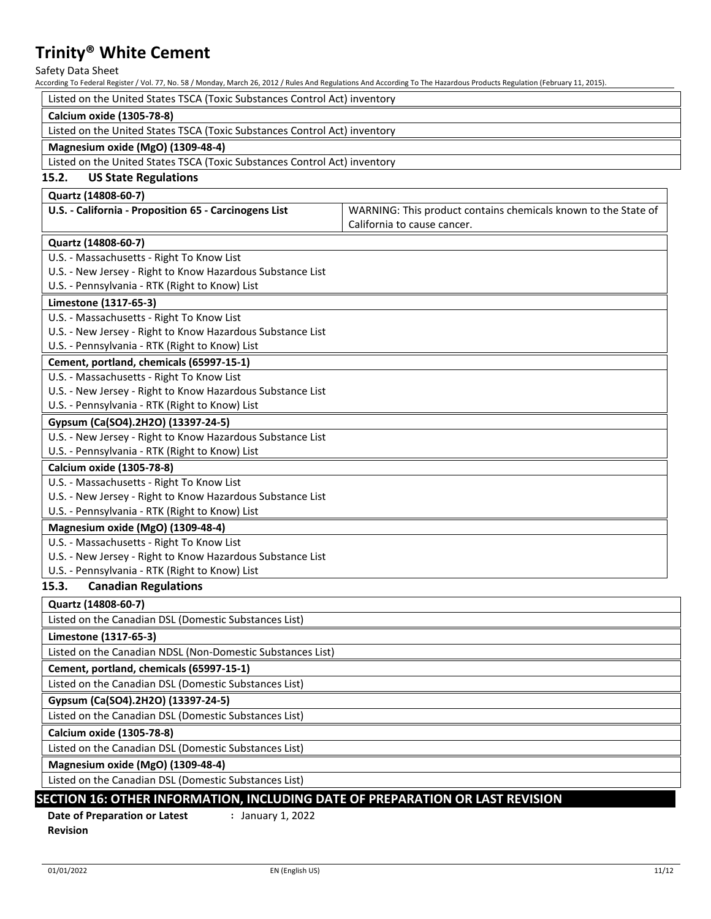| Listed on the United States TSCA (Toxic Substances Control Act) inventory |
|---|
| **Calcium oxide (1305-78-8)** |
| Listed on the United States TSCA (Toxic Substances Control Act) inventory |
| **Magnesium oxide (MgO) (1309-48-4)** |
| Listed on the United States TSCA (Toxic Substances Control Act) inventory |

### 15.2. US State Regulations

| **Quartz (14808-60-7)** | |
|---|---|
| **U.S. - California - Proposition 65 - Carcinogens List** | WARNING: This product contains chemicals known to the State of California to cause cancer. |

| **Quartz (14808-60-7)** |
|---|
| U.S. - Massachusetts - Right To Know List<br>U.S. - New Jersey - Right to Know Hazardous Substance List<br>U.S. - Pennsylvania - RTK (Right to Know) List |
| **Limestone (1317-65-3)** |
| U.S. - Massachusetts - Right To Know List<br>U.S. - New Jersey - Right to Know Hazardous Substance List<br>U.S. - Pennsylvania - RTK (Right to Know) List |
| **Cement, portland, chemicals (65997-15-1)** |
| U.S. - Massachusetts - Right To Know List<br>U.S. - New Jersey - Right to Know Hazardous Substance List<br>U.S. - Pennsylvania - RTK (Right to Know) List |
| **Gypsum (Ca(SO4).2H2O) (13397-24-5)** |
| U.S. - New Jersey - Right to Know Hazardous Substance List<br>U.S. - Pennsylvania - RTK (Right to Know) List |
| **Calcium oxide (1305-78-8)** |
| U.S. - Massachusetts - Right To Know List<br>U.S. - New Jersey - Right to Know Hazardous Substance List<br>U.S. - Pennsylvania - RTK (Right to Know) List |
| **Magnesium oxide (MgO) (1309-48-4)** |
| U.S. - Massachusetts - Right To Know List<br>U.S. - New Jersey - Right to Know Hazardous Substance List<br>U.S. - Pennsylvania - RTK (Right to Know) List |

### 15.3. Canadian Regulations

| **Quartz (14808-60-7)** |
|---|
| Listed on the Canadian DSL (Domestic Substances List) |
| **Limestone (1317-65-3)** |
| Listed on the Canadian NDSL (Non-Domestic Substances List) |
| **Cement, portland, chemicals (65997-15-1)** |
| Listed on the Canadian DSL (Domestic Substances List) |
| **Gypsum (Ca(SO4).2H2O) (13397-24-5)** |
| Listed on the Canadian DSL (Domestic Substances List) |
| **Calcium oxide (1305-78-8)** |
| Listed on the Canadian DSL (Domestic Substances List) |
| **Magnesium oxide (MgO) (1309-48-4)** |
| Listed on the Canadian DSL (Domestic Substances List) |

## SECTION 16: OTHER INFORMATION, INCLUDING DATE OF PREPARATION OR LAST REVISION

**Date of Preparation or Latest Revision** : January 1, 2022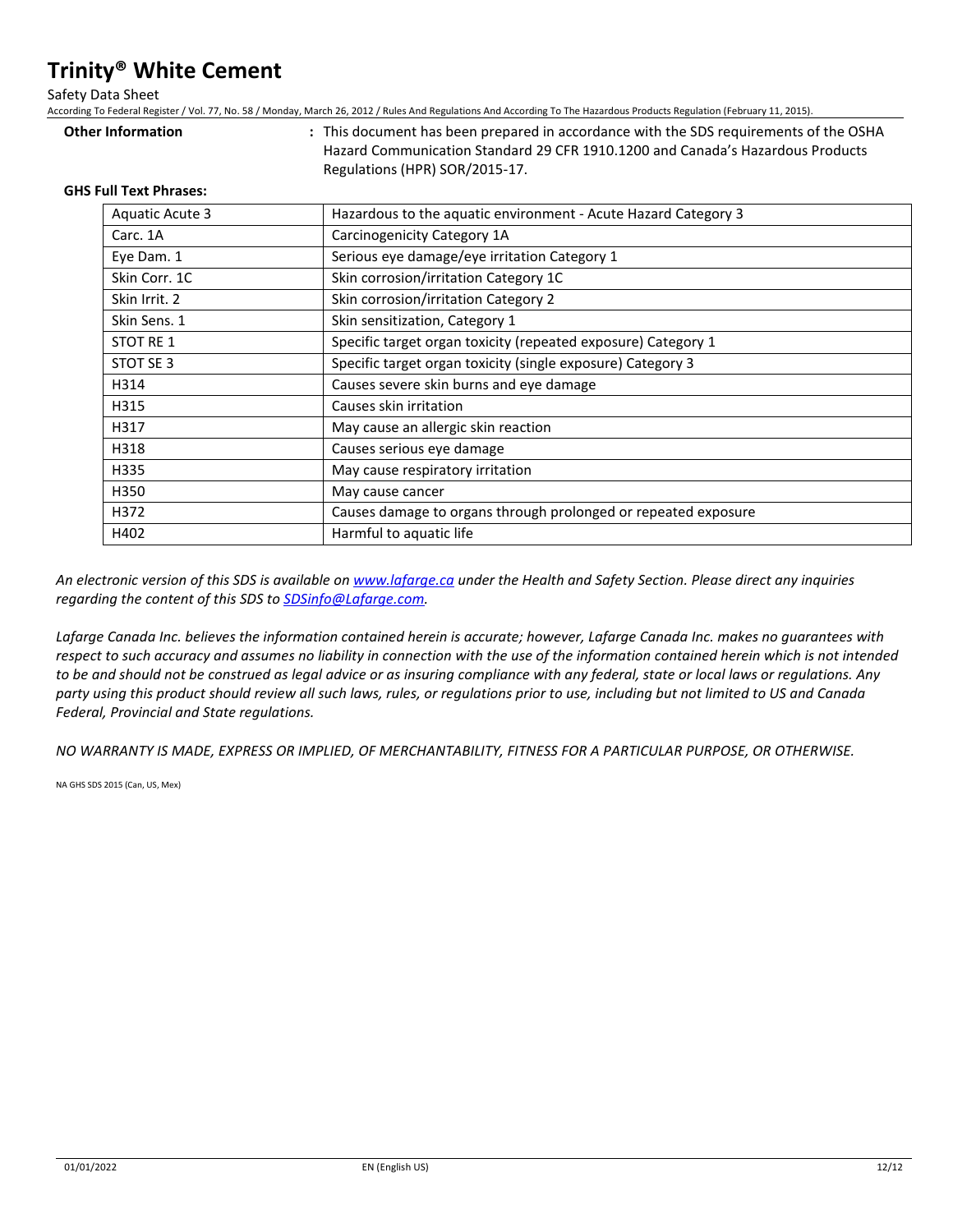**Other Information** : This document has been prepared in accordance with the SDS requirements of the OSHA Hazard Communication Standard 29 CFR 1910.1200 and Canada's Hazardous Products Regulations (HPR) SOR/2015-17.

**GHS Full Text Phrases:**

| | |
|---|---|
| Aquatic Acute 3 | Hazardous to the aquatic environment - Acute Hazard Category 3 |
| Carc. 1A | Carcinogenicity Category 1A |
| Eye Dam. 1 | Serious eye damage/eye irritation Category 1 |
| Skin Corr. 1C | Skin corrosion/irritation Category 1C |
| Skin Irrit. 2 | Skin corrosion/irritation Category 2 |
| Skin Sens. 1 | Skin sensitization, Category 1 |
| STOT RE 1 | Specific target organ toxicity (repeated exposure) Category 1 |
| STOT SE 3 | Specific target organ toxicity (single exposure) Category 3 |
| H314 | Causes severe skin burns and eye damage |
| H315 | Causes skin irritation |
| H317 | May cause an allergic skin reaction |
| H318 | Causes serious eye damage |
| H335 | May cause respiratory irritation |
| H350 | May cause cancer |
| H372 | Causes damage to organs through prolonged or repeated exposure |
| H402 | Harmful to aquatic life |

*An electronic version of this SDS is available on [www.lafarge.ca](http://www.lafarge.ca) under the Health and Safety Section. Please direct any inquiries regarding the content of this SDS to [SDSinfo@Lafarge.com](mailto:SDSinfo@Lafarge.com).*

*Lafarge Canada Inc. believes the information contained herein is accurate; however, Lafarge Canada Inc. makes no guarantees with respect to such accuracy and assumes no liability in connection with the use of the information contained herein which is not intended to be and should not be construed as legal advice or as insuring compliance with any federal, state or local laws or regulations. Any party using this product should review all such laws, rules, or regulations prior to use, including but not limited to US and Canada Federal, Provincial and State regulations.*

*NO WARRANTY IS MADE, EXPRESS OR IMPLIED, OF MERCHANTABILITY, FITNESS FOR A PARTICULAR PURPOSE, OR OTHERWISE.*

NA GHS SDS 2015 (Can, US, Mex)